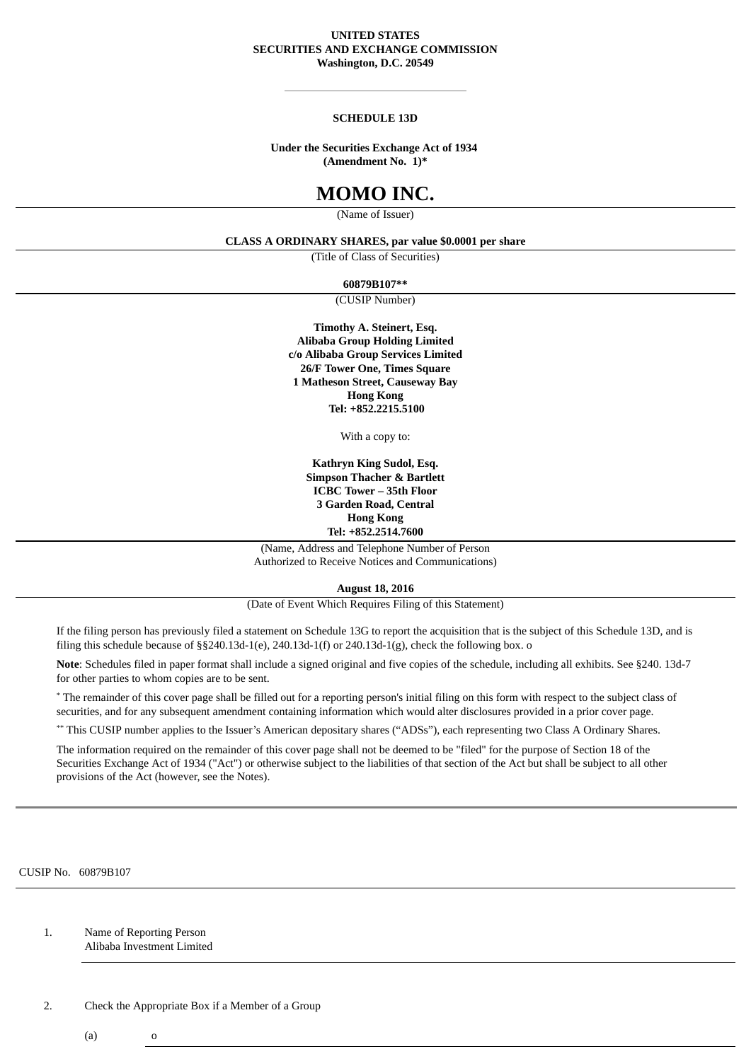**UNITED STATES**
**SECURITIES AND EXCHANGE COMMISSION**
**Washington, D.C. 20549**

---

**SCHEDULE 13D**

**Under the Securities Exchange Act of 1934**
**(Amendment No. 1)***

# MOMO INC.

(Name of Issuer)

**CLASS A ORDINARY SHARES, par value $0.0001 per share**

(Title of Class of Securities)

**60879B107****

(CUSIP Number)

**Timothy A. Steinert, Esq.**
**Alibaba Group Holding Limited**
**c/o Alibaba Group Services Limited**
**26/F Tower One, Times Square**
**1 Matheson Street, Causeway Bay**
**Hong Kong**
**Tel: +852.2215.5100**

With a copy to:

**Kathryn King Sudol, Esq.**
**Simpson Thacher & Bartlett**
**ICBC Tower – 35th Floor**
**3 Garden Road, Central**
**Hong Kong**
**Tel: +852.2514.7600**

(Name, Address and Telephone Number of Person Authorized to Receive Notices and Communications)

**August 18, 2016**

(Date of Event Which Requires Filing of this Statement)

If the filing person has previously filed a statement on Schedule 13G to report the acquisition that is the subject of this Schedule 13D, and is filing this schedule because of §§240.13d-1(e), 240.13d-1(f) or 240.13d-1(g), check the following box. o

**Note**: Schedules filed in paper format shall include a signed original and five copies of the schedule, including all exhibits. See §240. 13d-7 for other parties to whom copies are to be sent.

* The remainder of this cover page shall be filled out for a reporting person's initial filing on this form with respect to the subject class of securities, and for any subsequent amendment containing information which would alter disclosures provided in a prior cover page.

** This CUSIP number applies to the Issuer's American depositary shares ("ADSs"), each representing two Class A Ordinary Shares.

The information required on the remainder of this cover page shall not be deemed to be "filed" for the purpose of Section 18 of the Securities Exchange Act of 1934 ("Act") or otherwise subject to the liabilities of that section of the Act but shall be subject to all other provisions of the Act (however, see the Notes).

---

CUSIP No. 60879B107

| | |
|---|---|
| 1. | Name of Reporting Person<br>Alibaba Investment Limited |
| 2. | Check the Appropriate Box if a Member of a Group<br>(a) o |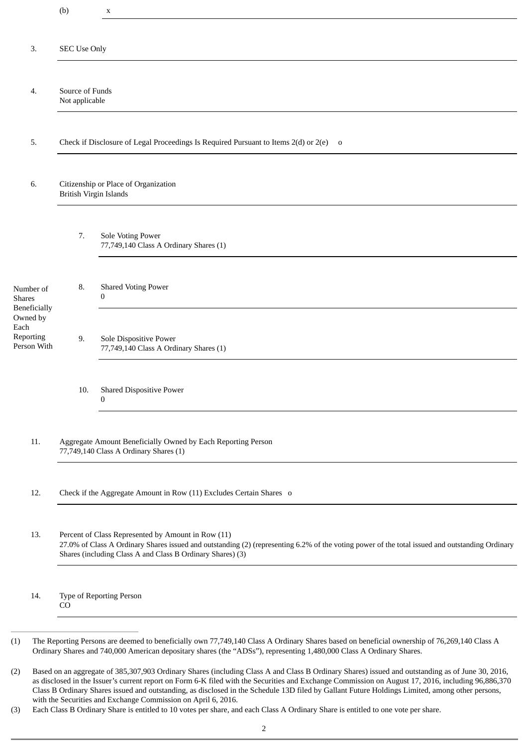| | | |
|---|---|---|
| | (b) | x |
| 3. | SEC Use Only | |
| 4. | Source of Funds<br>Not applicable | |
| 5. | Check if Disclosure of Legal Proceedings Is Required Pursuant to Items 2(d) or 2(e) o | |
| 6. | Citizenship or Place of Organization<br>British Virgin Islands | |

| Number of Shares Beneficially Owned by Each Reporting Person With | | |
|---|---|---|
| | 7. | Sole Voting Power<br>77,749,140 Class A Ordinary Shares (1) |
| | 8. | Shared Voting Power<br>0 |
| | 9. | Sole Dispositive Power<br>77,749,140 Class A Ordinary Shares (1) |
| | 10. | Shared Dispositive Power<br>0 |

| | |
|---|---|
| 11. | Aggregate Amount Beneficially Owned by Each Reporting Person<br>77,749,140 Class A Ordinary Shares (1) |
| 12. | Check if the Aggregate Amount in Row (11) Excludes Certain Shares o |
| 13. | Percent of Class Represented by Amount in Row (11)<br>27.0% of Class A Ordinary Shares issued and outstanding (2) (representing 6.2% of the voting power of the total issued and outstanding Ordinary Shares (including Class A and Class B Ordinary Shares) (3) |
| 14. | Type of Reporting Person<br>CO |

(1) The Reporting Persons are deemed to beneficially own 77,749,140 Class A Ordinary Shares based on beneficial ownership of 76,269,140 Class A Ordinary Shares and 740,000 American depositary shares (the "ADSs"), representing 1,480,000 Class A Ordinary Shares.

(2) Based on an aggregate of 385,307,903 Ordinary Shares (including Class A and Class B Ordinary Shares) issued and outstanding as of June 30, 2016, as disclosed in the Issuer's current report on Form 6-K filed with the Securities and Exchange Commission on August 17, 2016, including 96,886,370 Class B Ordinary Shares issued and outstanding, as disclosed in the Schedule 13D filed by Gallant Future Holdings Limited, among other persons, with the Securities and Exchange Commission on April 6, 2016.

(3) Each Class B Ordinary Share is entitled to 10 votes per share, and each Class A Ordinary Share is entitled to one vote per share.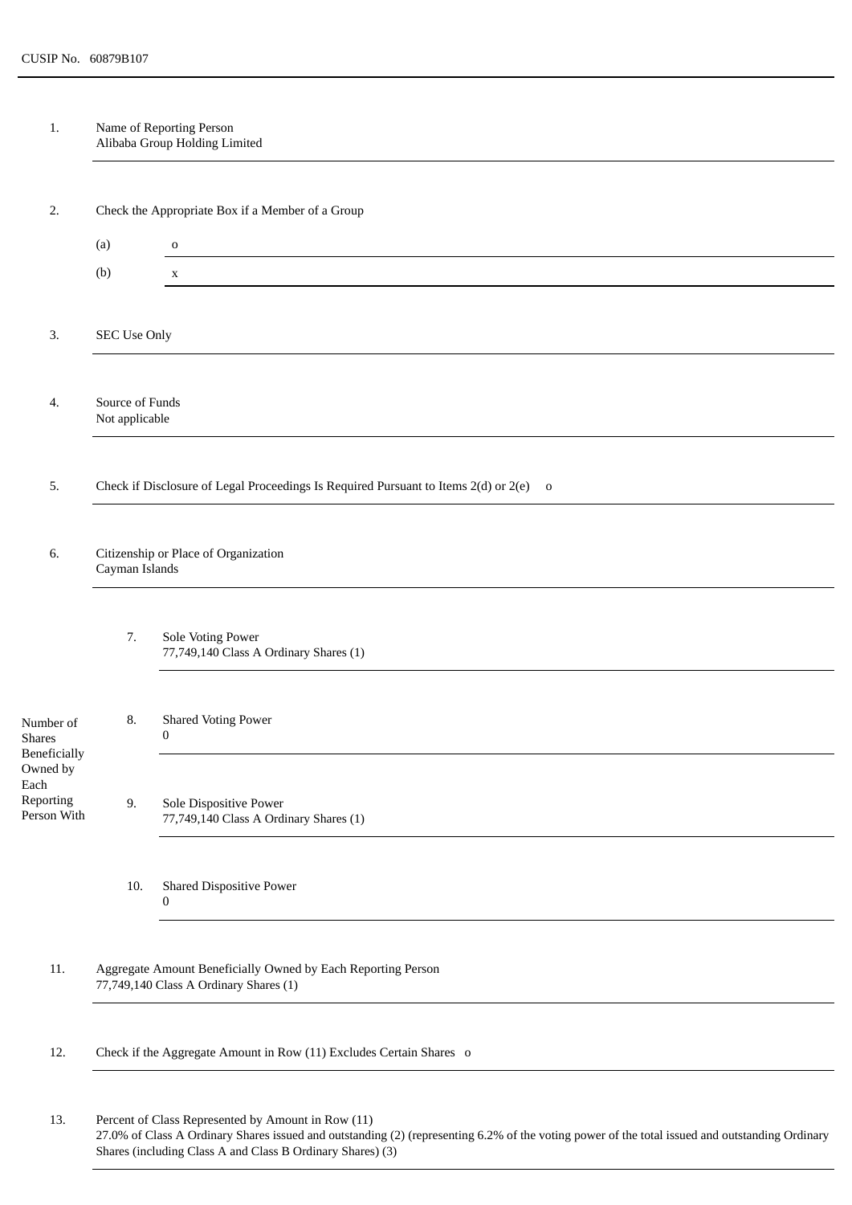CUSIP No. 60879B107

| | | | |
|---|---|---|---|
| 1. | Name of Reporting Person<br>Alibaba Group Holding Limited | | |
| 2. | Check the Appropriate Box if a Member of a Group | | |
| | (a) | o | |
| | (b) | x | |
| 3. | SEC Use Only | | |
| 4. | Source of Funds<br>Not applicable | | |
| 5. | Check if Disclosure of Legal Proceedings Is Required Pursuant to Items 2(d) or 2(e) o | | |
| 6. | Citizenship or Place of Organization<br>Cayman Islands | | |
| Number of Shares Beneficially Owned by Each Reporting Person With | 7. | Sole Voting Power<br>77,749,140 Class A Ordinary Shares (1) | |
| | 8. | Shared Voting Power<br>0 | |
| | 9. | Sole Dispositive Power<br>77,749,140 Class A Ordinary Shares (1) | |
| | 10. | Shared Dispositive Power<br>0 | |
| 11. | Aggregate Amount Beneficially Owned by Each Reporting Person<br>77,749,140 Class A Ordinary Shares (1) | | |
| 12. | Check if the Aggregate Amount in Row (11) Excludes Certain Shares o | | |
| 13. | Percent of Class Represented by Amount in Row (11)<br>27.0% of Class A Ordinary Shares issued and outstanding (2) (representing 6.2% of the voting power of the total issued and outstanding Ordinary Shares (including Class A and Class B Ordinary Shares) (3) | | |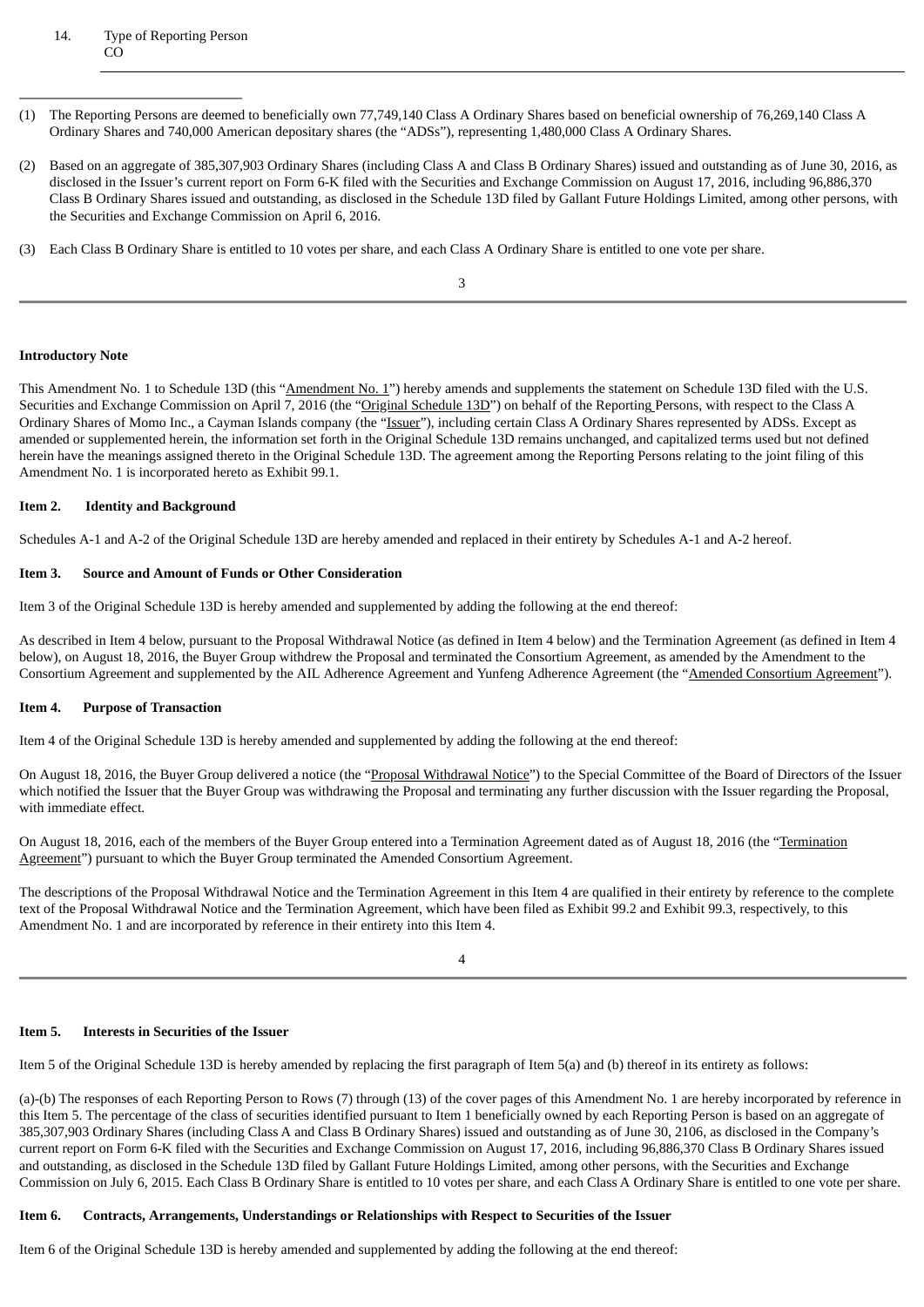| 14. | Type of Reporting Person CO |
|---|---|

(1) The Reporting Persons are deemed to beneficially own 77,749,140 Class A Ordinary Shares based on beneficial ownership of 76,269,140 Class A Ordinary Shares and 740,000 American depositary shares (the "ADSs"), representing 1,480,000 Class A Ordinary Shares.

(2) Based on an aggregate of 385,307,903 Ordinary Shares (including Class A and Class B Ordinary Shares) issued and outstanding as of June 30, 2016, as disclosed in the Issuer's current report on Form 6-K filed with the Securities and Exchange Commission on August 17, 2016, including 96,886,370 Class B Ordinary Shares issued and outstanding, as disclosed in the Schedule 13D filed by Gallant Future Holdings Limited, among other persons, with the Securities and Exchange Commission on April 6, 2016.

(3) Each Class B Ordinary Share is entitled to 10 votes per share, and each Class A Ordinary Share is entitled to one vote per share.

**Introductory Note**

This Amendment No. 1 to Schedule 13D (this "Amendment No. 1") hereby amends and supplements the statement on Schedule 13D filed with the U.S. Securities and Exchange Commission on April 7, 2016 (the "Original Schedule 13D") on behalf of the Reporting Persons, with respect to the Class A Ordinary Shares of Momo Inc., a Cayman Islands company (the "Issuer"), including certain Class A Ordinary Shares represented by ADSs. Except as amended or supplemented herein, the information set forth in the Original Schedule 13D remains unchanged, and capitalized terms used but not defined herein have the meanings assigned thereto in the Original Schedule 13D. The agreement among the Reporting Persons relating to the joint filing of this Amendment No. 1 is incorporated hereto as Exhibit 99.1.

**Item 2. Identity and Background**

Schedules A-1 and A-2 of the Original Schedule 13D are hereby amended and replaced in their entirety by Schedules A-1 and A-2 hereof.

**Item 3. Source and Amount of Funds or Other Consideration**

Item 3 of the Original Schedule 13D is hereby amended and supplemented by adding the following at the end thereof:

As described in Item 4 below, pursuant to the Proposal Withdrawal Notice (as defined in Item 4 below) and the Termination Agreement (as defined in Item 4 below), on August 18, 2016, the Buyer Group withdrew the Proposal and terminated the Consortium Agreement, as amended by the Amendment to the Consortium Agreement and supplemented by the AIL Adherence Agreement and Yunfeng Adherence Agreement (the "Amended Consortium Agreement").

**Item 4. Purpose of Transaction**

Item 4 of the Original Schedule 13D is hereby amended and supplemented by adding the following at the end thereof:

On August 18, 2016, the Buyer Group delivered a notice (the "Proposal Withdrawal Notice") to the Special Committee of the Board of Directors of the Issuer which notified the Issuer that the Buyer Group was withdrawing the Proposal and terminating any further discussion with the Issuer regarding the Proposal, with immediate effect.

On August 18, 2016, each of the members of the Buyer Group entered into a Termination Agreement dated as of August 18, 2016 (the "Termination Agreement") pursuant to which the Buyer Group terminated the Amended Consortium Agreement.

The descriptions of the Proposal Withdrawal Notice and the Termination Agreement in this Item 4 are qualified in their entirety by reference to the complete text of the Proposal Withdrawal Notice and the Termination Agreement, which have been filed as Exhibit 99.2 and Exhibit 99.3, respectively, to this Amendment No. 1 and are incorporated by reference in their entirety into this Item 4.

**Item 5. Interests in Securities of the Issuer**

Item 5 of the Original Schedule 13D is hereby amended by replacing the first paragraph of Item 5(a) and (b) thereof in its entirety as follows:

(a)-(b) The responses of each Reporting Person to Rows (7) through (13) of the cover pages of this Amendment No. 1 are hereby incorporated by reference in this Item 5. The percentage of the class of securities identified pursuant to Item 1 beneficially owned by each Reporting Person is based on an aggregate of 385,307,903 Ordinary Shares (including Class A and Class B Ordinary Shares) issued and outstanding as of June 30, 2106, as disclosed in the Company's current report on Form 6-K filed with the Securities and Exchange Commission on August 17, 2016, including 96,886,370 Class B Ordinary Shares issued and outstanding, as disclosed in the Schedule 13D filed by Gallant Future Holdings Limited, among other persons, with the Securities and Exchange Commission on July 6, 2015. Each Class B Ordinary Share is entitled to 10 votes per share, and each Class A Ordinary Share is entitled to one vote per share.

**Item 6. Contracts, Arrangements, Understandings or Relationships with Respect to Securities of the Issuer**

Item 6 of the Original Schedule 13D is hereby amended and supplemented by adding the following at the end thereof: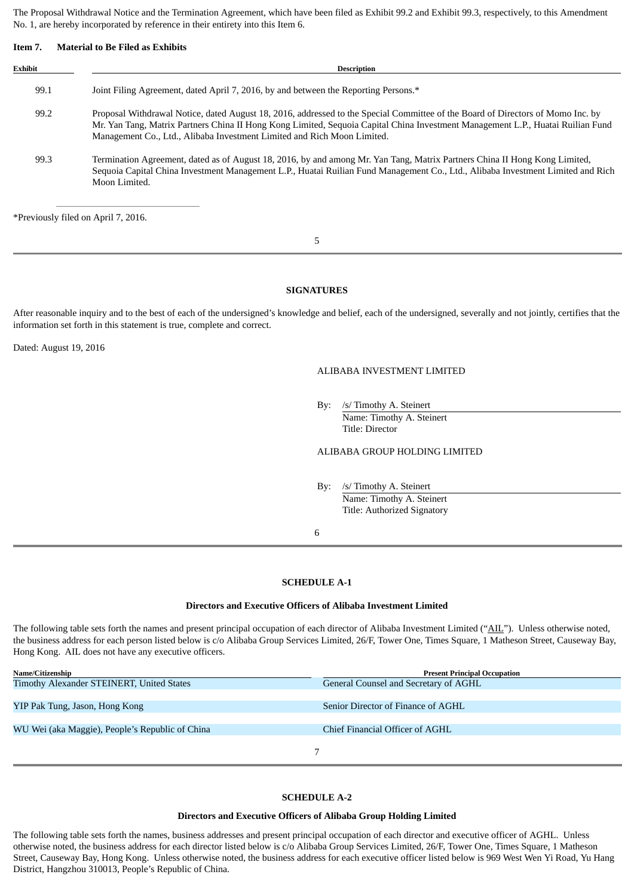The Proposal Withdrawal Notice and the Termination Agreement, which have been filed as Exhibit 99.2 and Exhibit 99.3, respectively, to this Amendment No. 1, are hereby incorporated by reference in their entirety into this Item 6.

**Item 7. Material to Be Filed as Exhibits**

| Exhibit | Description |
|---|---|
| 99.1 | Joint Filing Agreement, dated April 7, 2016, by and between the Reporting Persons.* |
| 99.2 | Proposal Withdrawal Notice, dated August 18, 2016, addressed to the Special Committee of the Board of Directors of Momo Inc. by Mr. Yan Tang, Matrix Partners China II Hong Kong Limited, Sequoia Capital China Investment Management L.P., Huatai Ruilian Fund Management Co., Ltd., Alibaba Investment Limited and Rich Moon Limited. |
| 99.3 | Termination Agreement, dated as of August 18, 2016, by and among Mr. Yan Tang, Matrix Partners China II Hong Kong Limited, Sequoia Capital China Investment Management L.P., Huatai Ruilian Fund Management Co., Ltd., Alibaba Investment Limited and Rich Moon Limited. |

*Previously filed on April 7, 2016.

**SIGNATURES**

After reasonable inquiry and to the best of each of the undersigned's knowledge and belief, each of the undersigned, severally and not jointly, certifies that the information set forth in this statement is true, complete and correct.

Dated: August 19, 2016

ALIBABA INVESTMENT LIMITED

By: /s/ Timothy A. Steinert
Name: Timothy A. Steinert
Title: Director

ALIBABA GROUP HOLDING LIMITED

By: /s/ Timothy A. Steinert
Name: Timothy A. Steinert
Title: Authorized Signatory

**SCHEDULE A-1**

**Directors and Executive Officers of Alibaba Investment Limited**

The following table sets forth the names and present principal occupation of each director of Alibaba Investment Limited ("AIL"). Unless otherwise noted, the business address for each person listed below is c/o Alibaba Group Services Limited, 26/F, Tower One, Times Square, 1 Matheson Street, Causeway Bay, Hong Kong. AIL does not have any executive officers.

| Name/Citizenship | Present Principal Occupation |
|---|---|
| Timothy Alexander STEINERT, United States | General Counsel and Secretary of AGHL |
| YIP Pak Tung, Jason, Hong Kong | Senior Director of Finance of AGHL |
| WU Wei (aka Maggie), People's Republic of China | Chief Financial Officer of AGHL |

**SCHEDULE A-2**

**Directors and Executive Officers of Alibaba Group Holding Limited**

The following table sets forth the names, business addresses and present principal occupation of each director and executive officer of AGHL. Unless otherwise noted, the business address for each director listed below is c/o Alibaba Group Services Limited, 26/F, Tower One, Times Square, 1 Matheson Street, Causeway Bay, Hong Kong. Unless otherwise noted, the business address for each executive officer listed below is 969 West Wen Yi Road, Yu Hang District, Hangzhou 310013, People's Republic of China.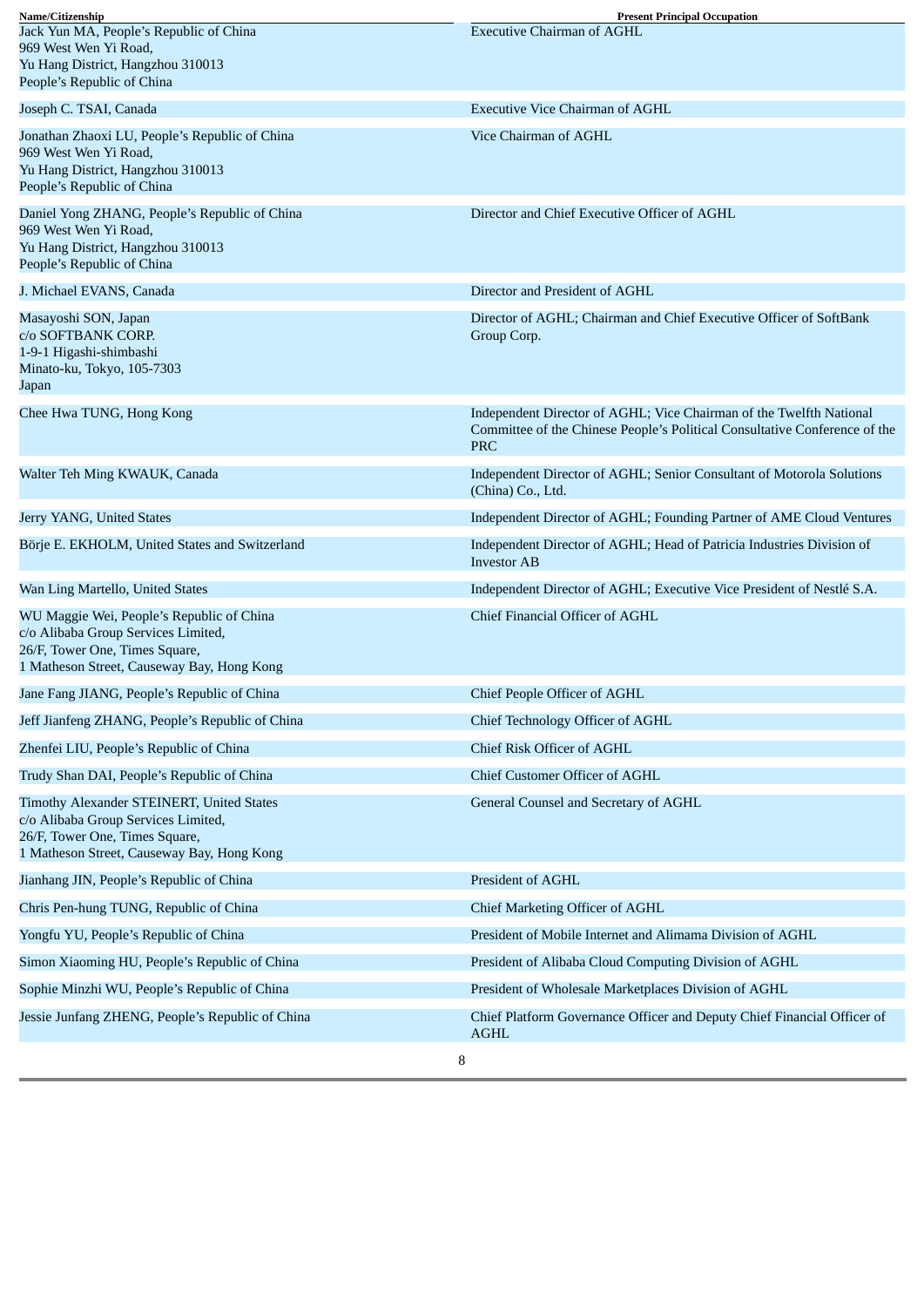| Name/Citizenship | Present Principal Occupation |
| --- | --- |
| Jack Yun MA, People's Republic of China<br>969 West Wen Yi Road,<br>Yu Hang District, Hangzhou 310013<br>People's Republic of China | Executive Chairman of AGHL |
| Joseph C. TSAI, Canada | Executive Vice Chairman of AGHL |
| Jonathan Zhaoxi LU, People's Republic of China<br>969 West Wen Yi Road,<br>Yu Hang District, Hangzhou 310013<br>People's Republic of China | Vice Chairman of AGHL |
| Daniel Yong ZHANG, People's Republic of China<br>969 West Wen Yi Road,<br>Yu Hang District, Hangzhou 310013<br>People's Republic of China | Director and Chief Executive Officer of AGHL |
| J. Michael EVANS, Canada | Director and President of AGHL |
| Masayoshi SON, Japan<br>c/o SOFTBANK CORP.<br>1-9-1 Higashi-shimbashi<br>Minato-ku, Tokyo, 105-7303<br>Japan | Director of AGHL; Chairman and Chief Executive Officer of SoftBank Group Corp. |
| Chee Hwa TUNG, Hong Kong | Independent Director of AGHL; Vice Chairman of the Twelfth National Committee of the Chinese People's Political Consultative Conference of the PRC |
| Walter Teh Ming KWAUK, Canada | Independent Director of AGHL; Senior Consultant of Motorola Solutions (China) Co., Ltd. |
| Jerry YANG, United States | Independent Director of AGHL; Founding Partner of AME Cloud Ventures |
| Börje E. EKHOLM, United States and Switzerland | Independent Director of AGHL; Head of Patricia Industries Division of Investor AB |
| Wan Ling Martello, United States | Independent Director of AGHL; Executive Vice President of Nestlé S.A. |
| WU Maggie Wei, People's Republic of China<br>c/o Alibaba Group Services Limited,<br>26/F, Tower One, Times Square,<br>1 Matheson Street, Causeway Bay, Hong Kong | Chief Financial Officer of AGHL |
| Jane Fang JIANG, People's Republic of China | Chief People Officer of AGHL |
| Jeff Jianfeng ZHANG, People's Republic of China | Chief Technology Officer of AGHL |
| Zhenfei LIU, People's Republic of China | Chief Risk Officer of AGHL |
| Trudy Shan DAI, People's Republic of China | Chief Customer Officer of AGHL |
| Timothy Alexander STEINERT, United States<br>c/o Alibaba Group Services Limited,<br>26/F, Tower One, Times Square,<br>1 Matheson Street, Causeway Bay, Hong Kong | General Counsel and Secretary of AGHL |
| Jianhang JIN, People's Republic of China | President of AGHL |
| Chris Pen-hung TUNG, Republic of China | Chief Marketing Officer of AGHL |
| Yongfu YU, People's Republic of China | President of Mobile Internet and Alimama Division of AGHL |
| Simon Xiaoming HU, People's Republic of China | President of Alibaba Cloud Computing Division of AGHL |
| Sophie Minzhi WU, People's Republic of China | President of Wholesale Marketplaces Division of AGHL |
| Jessie Junfang ZHENG, People's Republic of China | Chief Platform Governance Officer and Deputy Chief Financial Officer of AGHL |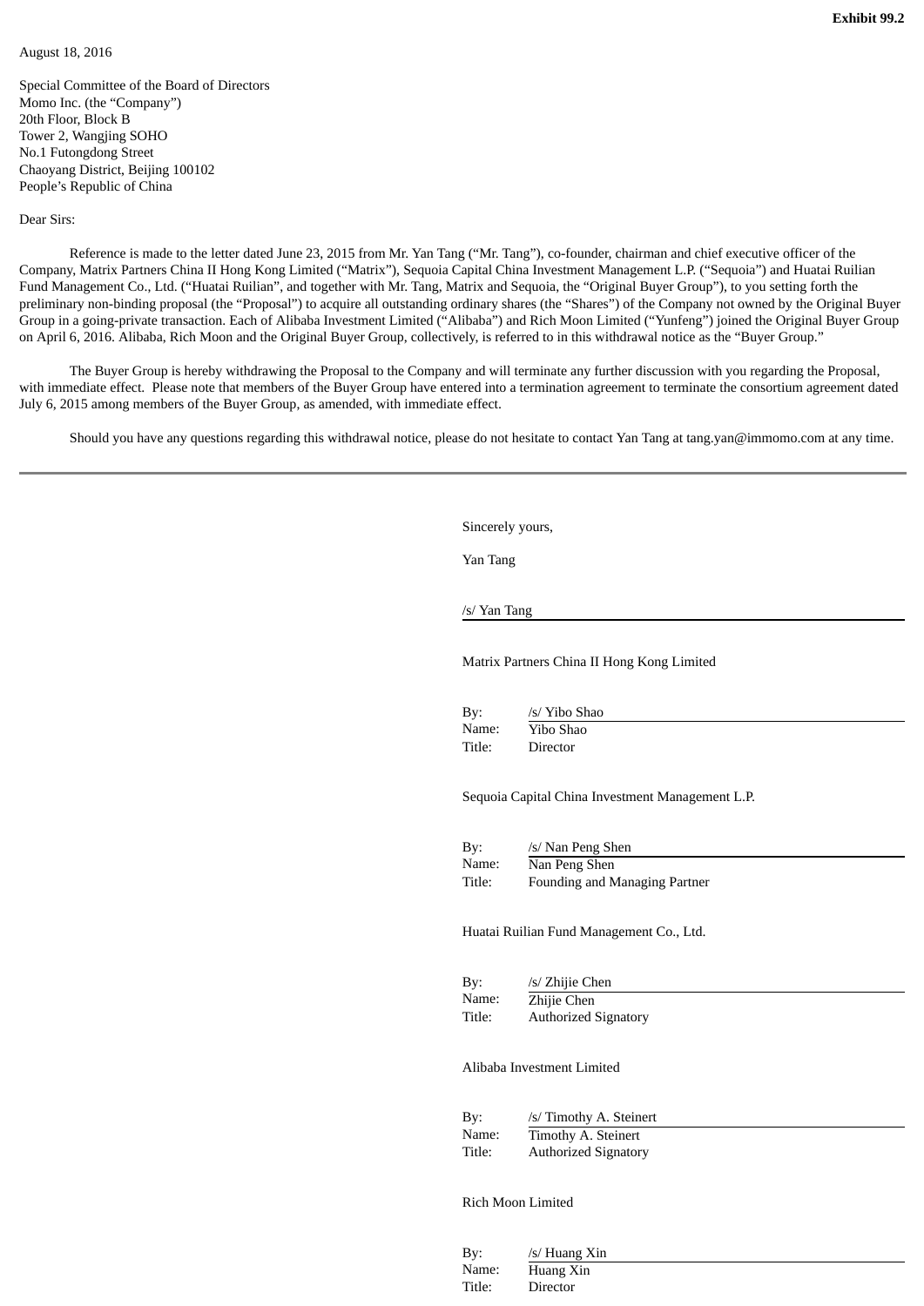**Exhibit 99.2**

August 18, 2016

Special Committee of the Board of Directors
Momo Inc. (the "Company")
20th Floor, Block B
Tower 2, Wangjing SOHO
No.1 Futongdong Street
Chaoyang District, Beijing 100102
People's Republic of China

Dear Sirs:

Reference is made to the letter dated June 23, 2015 from Mr. Yan Tang ("Mr. Tang"), co-founder, chairman and chief executive officer of the Company, Matrix Partners China II Hong Kong Limited ("Matrix"), Sequoia Capital China Investment Management L.P. ("Sequoia") and Huatai Ruilian Fund Management Co., Ltd. ("Huatai Ruilian", and together with Mr. Tang, Matrix and Sequoia, the "Original Buyer Group"), to you setting forth the preliminary non-binding proposal (the "Proposal") to acquire all outstanding ordinary shares (the "Shares") of the Company not owned by the Original Buyer Group in a going-private transaction. Each of Alibaba Investment Limited ("Alibaba") and Rich Moon Limited ("Yunfeng") joined the Original Buyer Group on April 6, 2016. Alibaba, Rich Moon and the Original Buyer Group, collectively, is referred to in this withdrawal notice as the "Buyer Group."

The Buyer Group is hereby withdrawing the Proposal to the Company and will terminate any further discussion with you regarding the Proposal, with immediate effect. Please note that members of the Buyer Group have entered into a termination agreement to terminate the consortium agreement dated July 6, 2015 among members of the Buyer Group, as amended, with immediate effect.

Should you have any questions regarding this withdrawal notice, please do not hesitate to contact Yan Tang at tang.yan@immomo.com at any time.

---

Sincerely yours,

Yan Tang

/s/ Yan Tang

Matrix Partners China II Hong Kong Limited

By: /s/ Yibo Shao
Name: Yibo Shao
Title: Director

Sequoia Capital China Investment Management L.P.

By: /s/ Nan Peng Shen
Name: Nan Peng Shen
Title: Founding and Managing Partner

Huatai Ruilian Fund Management Co., Ltd.

By: /s/ Zhijie Chen
Name: Zhijie Chen
Title: Authorized Signatory

Alibaba Investment Limited

By: /s/ Timothy A. Steinert
Name: Timothy A. Steinert
Title: Authorized Signatory

Rich Moon Limited

By: /s/ Huang Xin
Name: Huang Xin
Title: Director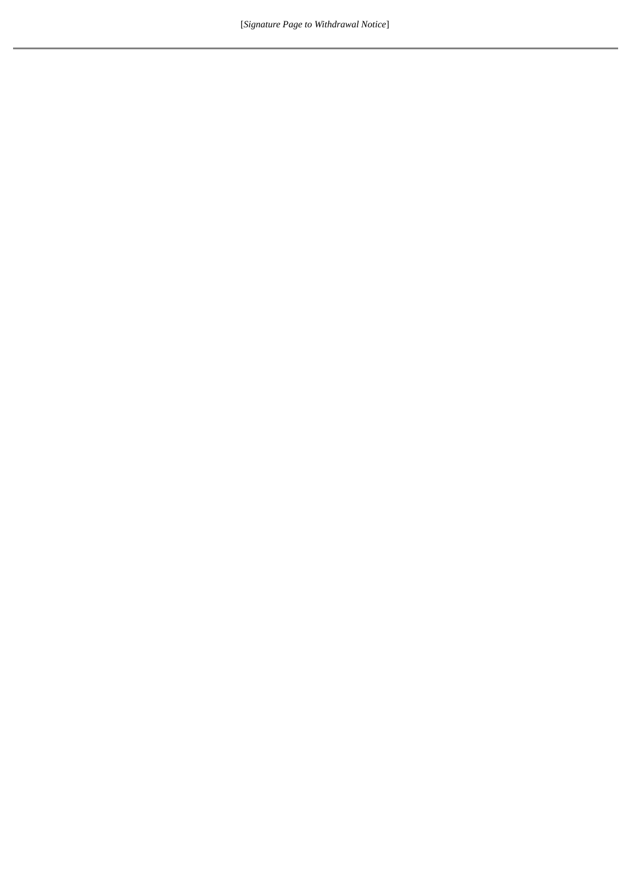[*Signature Page to Withdrawal Notice*]

---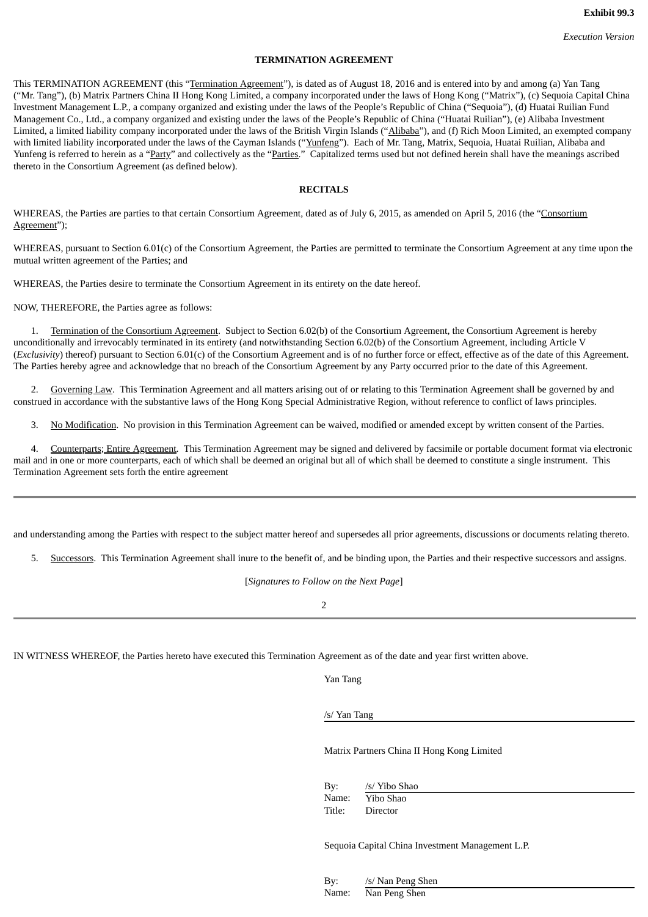**Exhibit 99.3**

*Execution Version*

**TERMINATION AGREEMENT**

This TERMINATION AGREEMENT (this "Termination Agreement"), is dated as of August 18, 2016 and is entered into by and among (a) Yan Tang ("Mr. Tang"), (b) Matrix Partners China II Hong Kong Limited, a company incorporated under the laws of Hong Kong ("Matrix"), (c) Sequoia Capital China Investment Management L.P., a company organized and existing under the laws of the People's Republic of China ("Sequoia"), (d) Huatai Ruilian Fund Management Co., Ltd., a company organized and existing under the laws of the People's Republic of China ("Huatai Ruilian"), (e) Alibaba Investment Limited, a limited liability company incorporated under the laws of the British Virgin Islands ("Alibaba"), and (f) Rich Moon Limited, an exempted company with limited liability incorporated under the laws of the Cayman Islands ("Yunfeng"). Each of Mr. Tang, Matrix, Sequoia, Huatai Ruilian, Alibaba and Yunfeng is referred to herein as a "Party" and collectively as the "Parties." Capitalized terms used but not defined herein shall have the meanings ascribed thereto in the Consortium Agreement (as defined below).

**RECITALS**

WHEREAS, the Parties are parties to that certain Consortium Agreement, dated as of July 6, 2015, as amended on April 5, 2016 (the "Consortium Agreement");

WHEREAS, pursuant to Section 6.01(c) of the Consortium Agreement, the Parties are permitted to terminate the Consortium Agreement at any time upon the mutual written agreement of the Parties; and

WHEREAS, the Parties desire to terminate the Consortium Agreement in its entirety on the date hereof.

NOW, THEREFORE, the Parties agree as follows:

1. Termination of the Consortium Agreement. Subject to Section 6.02(b) of the Consortium Agreement, the Consortium Agreement is hereby unconditionally and irrevocably terminated in its entirety (and notwithstanding Section 6.02(b) of the Consortium Agreement, including Article V (*Exclusivity*) thereof) pursuant to Section 6.01(c) of the Consortium Agreement and is of no further force or effect, effective as of the date of this Agreement. The Parties hereby agree and acknowledge that no breach of the Consortium Agreement by any Party occurred prior to the date of this Agreement.

2. Governing Law. This Termination Agreement and all matters arising out of or relating to this Termination Agreement shall be governed by and construed in accordance with the substantive laws of the Hong Kong Special Administrative Region, without reference to conflict of laws principles.

3. No Modification. No provision in this Termination Agreement can be waived, modified or amended except by written consent of the Parties.

4. Counterparts; Entire Agreement. This Termination Agreement may be signed and delivered by facsimile or portable document format via electronic mail and in one or more counterparts, each of which shall be deemed an original but all of which shall be deemed to constitute a single instrument. This Termination Agreement sets forth the entire agreement and understanding among the Parties with respect to the subject matter hereof and supersedes all prior agreements, discussions or documents relating thereto.

5. Successors. This Termination Agreement shall inure to the benefit of, and be binding upon, the Parties and their respective successors and assigns.

[*Signatures to Follow on the Next Page*]

IN WITNESS WHEREOF, the Parties hereto have executed this Termination Agreement as of the date and year first written above.

Yan Tang

/s/ Yan Tang

Matrix Partners China II Hong Kong Limited

By: /s/ Yibo Shao
Name: Yibo Shao
Title: Director

Sequoia Capital China Investment Management L.P.

By: /s/ Nan Peng Shen
Name: Nan Peng Shen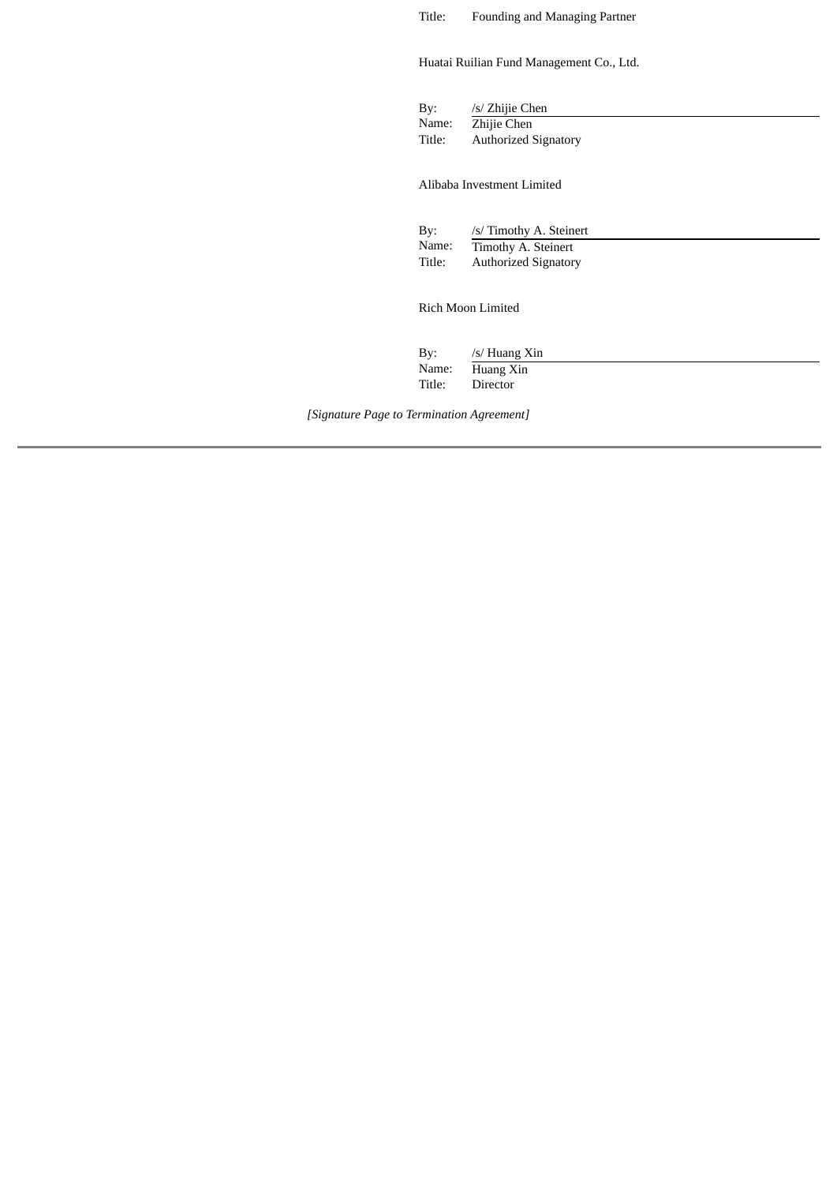Title: Founding and Managing Partner

Huatai Ruilian Fund Management Co., Ltd.

By: /s/ Zhijie Chen
Name: Zhijie Chen
Title: Authorized Signatory

Alibaba Investment Limited

By: /s/ Timothy A. Steinert
Name: Timothy A. Steinert
Title: Authorized Signatory

Rich Moon Limited

By: /s/ Huang Xin
Name: Huang Xin
Title: Director

*[Signature Page to Termination Agreement]*